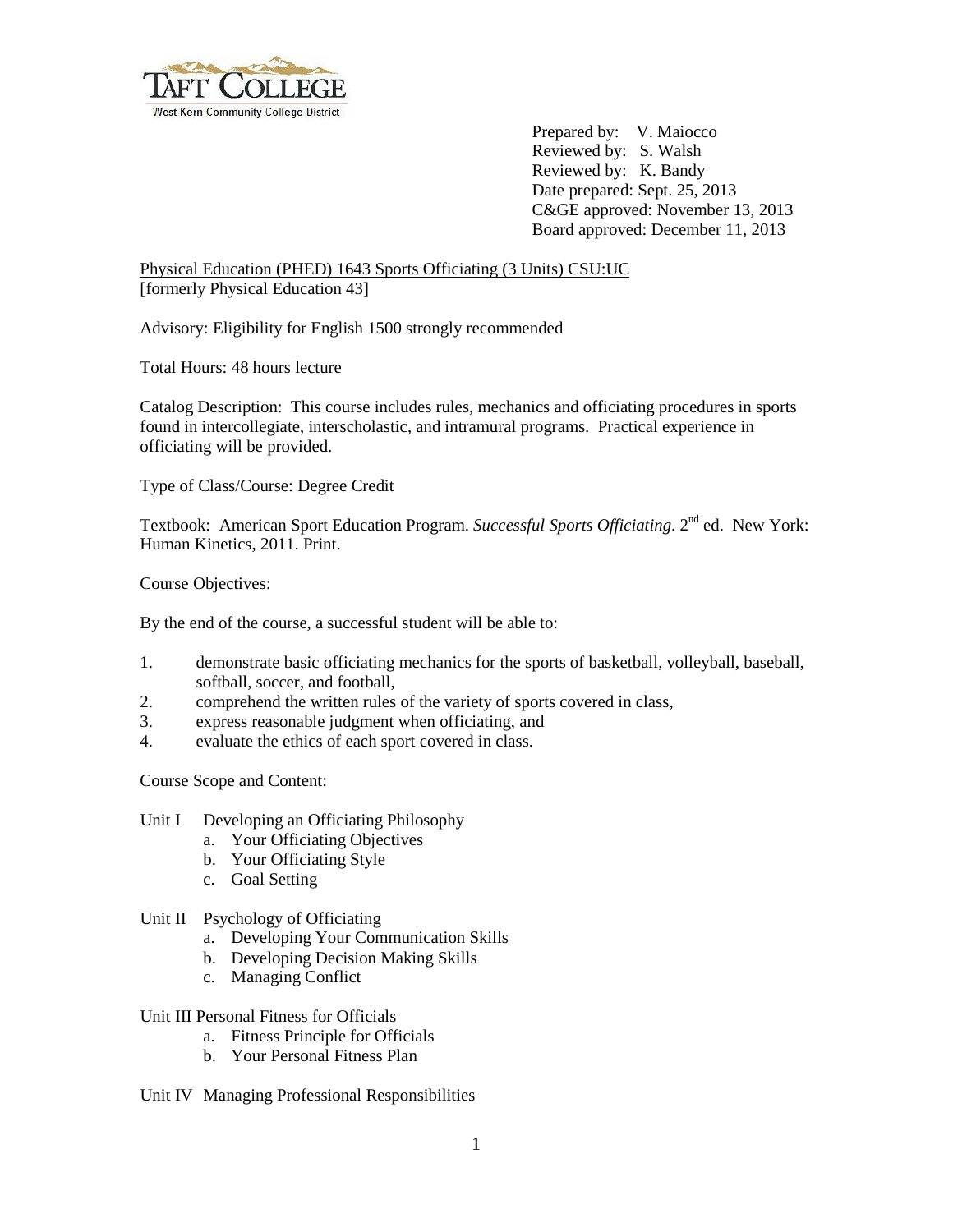TAFT COLLEGE
West Kern Community College District

Prepared by: V. Maiocco
Reviewed by: S. Walsh
Reviewed by: K. Bandy
Date prepared: Sept. 25, 2013
C&GE approved: November 13, 2013
Board approved: December 11, 2013

Physical Education (PHED) 1643 Sports Officiating (3 Units) CSU:UC
[formerly Physical Education 43]

Advisory: Eligibility for English 1500 strongly recommended

Total Hours: 48 hours lecture

Catalog Description: This course includes rules, mechanics and officiating procedures in sports found in intercollegiate, interscholastic, and intramural programs. Practical experience in officiating will be provided.

Type of Class/Course: Degree Credit

Textbook: American Sport Education Program. *Successful Sports Officiating*. 2nd ed. New York: Human Kinetics, 2011. Print.

Course Objectives:

By the end of the course, a successful student will be able to:

1. demonstrate basic officiating mechanics for the sports of basketball, volleyball, baseball, softball, soccer, and football,
2. comprehend the written rules of the variety of sports covered in class,
3. express reasonable judgment when officiating, and
4. evaluate the ethics of each sport covered in class.

Course Scope and Content:

Unit I Developing an Officiating Philosophy
- a. Your Officiating Objectives
- b. Your Officiating Style
- c. Goal Setting

Unit II Psychology of Officiating
- a. Developing Your Communication Skills
- b. Developing Decision Making Skills
- c. Managing Conflict

Unit III Personal Fitness for Officials
- a. Fitness Principle for Officials
- b. Your Personal Fitness Plan

Unit IV Managing Professional Responsibilities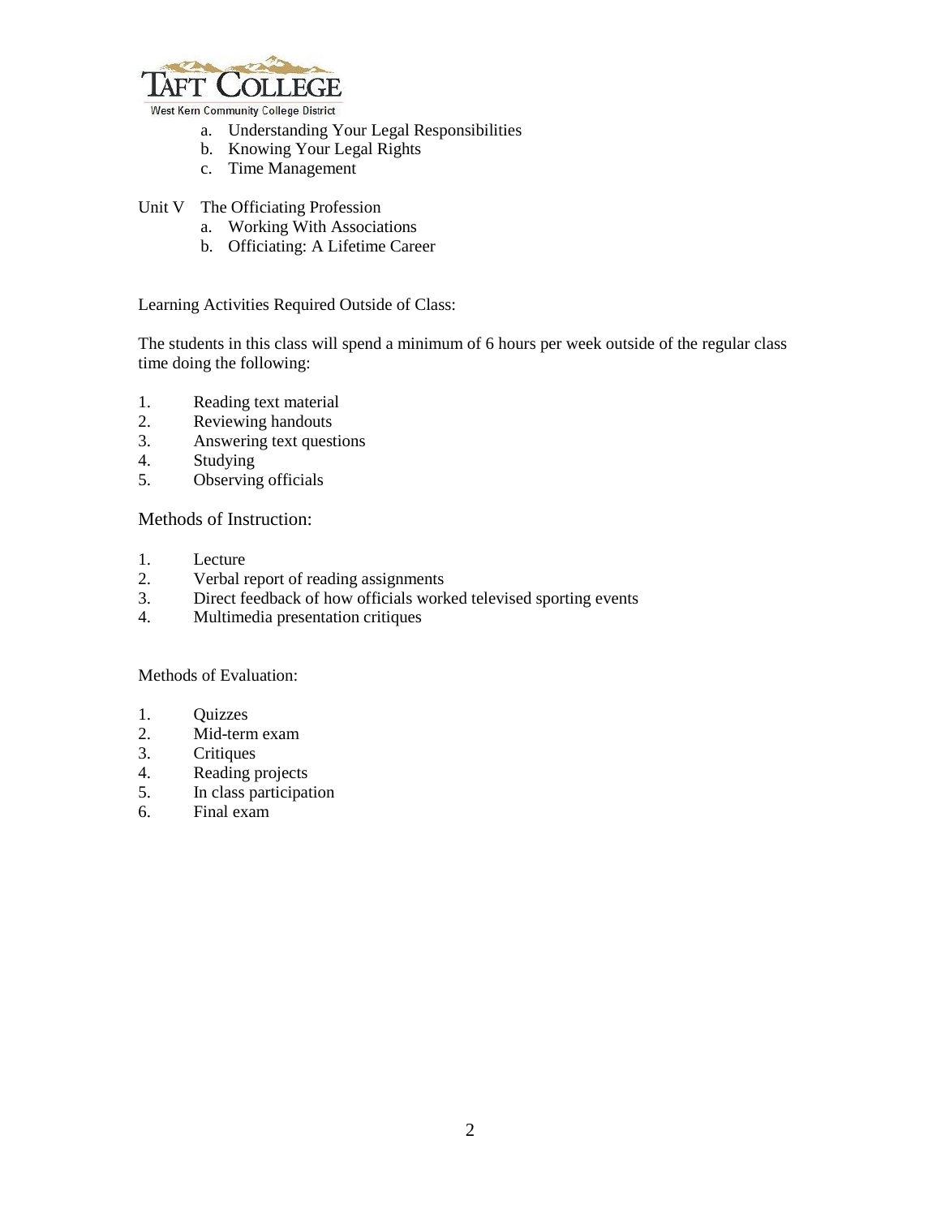a. Understanding Your Legal Responsibilities
   b. Knowing Your Legal Rights
   c. Time Management

Unit V The Officiating Profession

   a. Working With Associations
   b. Officiating: A Lifetime Career

Learning Activities Required Outside of Class:

The students in this class will spend a minimum of 6 hours per week outside of the regular class time doing the following:

1. Reading text material
2. Reviewing handouts
3. Answering text questions
4. Studying
5. Observing officials

## Methods of Instruction:

1. Lecture
2. Verbal report of reading assignments
3. Direct feedback of how officials worked televised sporting events
4. Multimedia presentation critiques

Methods of Evaluation:

1. Quizzes
2. Mid-term exam
3. Critiques
4. Reading projects
5. In class participation
6. Final exam